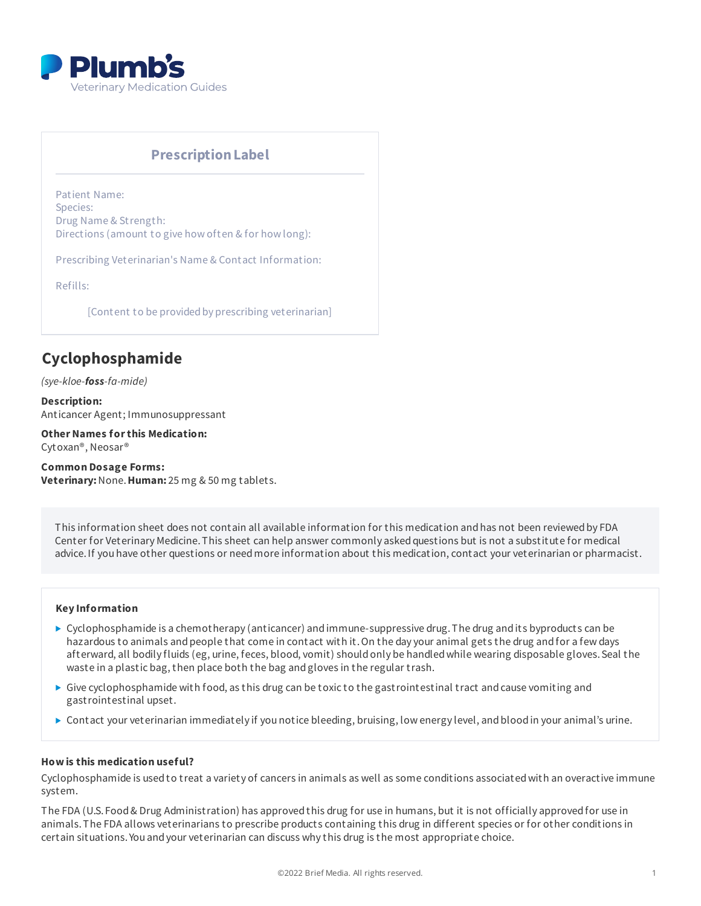Plumb's

Veterinary Medication Guides

**Prescription Label**

Patient Name:
Species:
Drug Name & Strength:
Directions (amount to give how often & for how long):

Prescribing Veterinarian's Name & Contact Information:

Refills:

[Content to be provided by prescribing veterinarian]

# Cyclophosphamide

*(sye-kloe-**foss**-fa-mide)*

**Description:**
Anticancer Agent; Immunosuppressant

**Other Names for this Medication:**
Cytoxan®, Neosar®

**Common Dosage Forms:**
**Veterinary:** None. **Human:** 25 mg & 50 mg tablets.

This information sheet does not contain all available information for this medication and has not been reviewed by FDA Center for Veterinary Medicine. This sheet can help answer commonly asked questions but is not a substitute for medical advice. If you have other questions or need more information about this medication, contact your veterinarian or pharmacist.

**Key Information**

- Cyclophosphamide is a chemotherapy (anticancer) and immune-suppressive drug. The drug and its byproducts can be hazardous to animals and people that come in contact with it. On the day your animal gets the drug and for a few days afterward, all bodily fluids (eg, urine, feces, blood, vomit) should only be handled while wearing disposable gloves. Seal the waste in a plastic bag, then place both the bag and gloves in the regular trash.
- Give cyclophosphamide with food, as this drug can be toxic to the gastrointestinal tract and cause vomiting and gastrointestinal upset.
- Contact your veterinarian immediately if you notice bleeding, bruising, low energy level, and blood in your animal's urine.

**How is this medication useful?**

Cyclophosphamide is used to treat a variety of cancers in animals as well as some conditions associated with an overactive immune system.

The FDA (U.S. Food & Drug Administration) has approved this drug for use in humans, but it is not officially approved for use in animals. The FDA allows veterinarians to prescribe products containing this drug in different species or for other conditions in certain situations. You and your veterinarian can discuss why this drug is the most appropriate choice.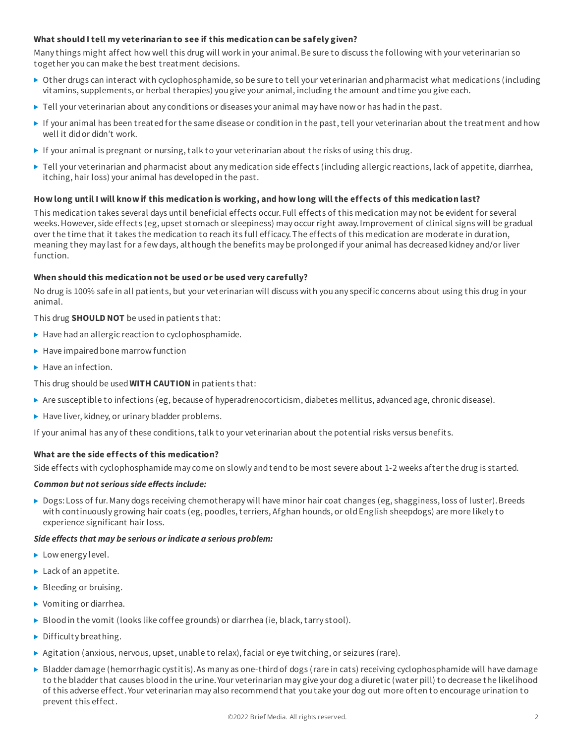**What should I tell my veterinarian to see if this medication can be safely given?**

Many things might affect how well this drug will work in your animal. Be sure to discuss the following with your veterinarian so together you can make the best treatment decisions.

- Other drugs can interact with cyclophosphamide, so be sure to tell your veterinarian and pharmacist what medications (including vitamins, supplements, or herbal therapies) you give your animal, including the amount and time you give each.
- Tell your veterinarian about any conditions or diseases your animal may have now or has had in the past.
- If your animal has been treated for the same disease or condition in the past, tell your veterinarian about the treatment and how well it did or didn't work.
- If your animal is pregnant or nursing, talk to your veterinarian about the risks of using this drug.
- Tell your veterinarian and pharmacist about any medication side effects (including allergic reactions, lack of appetite, diarrhea, itching, hair loss) your animal has developed in the past.

**How long until I will know if this medication is working, and how long will the effects of this medication last?**

This medication takes several days until beneficial effects occur. Full effects of this medication may not be evident for several weeks. However, side effects (eg, upset stomach or sleepiness) may occur right away. Improvement of clinical signs will be gradual over the time that it takes the medication to reach its full efficacy. The effects of this medication are moderate in duration, meaning they may last for a few days, although the benefits may be prolonged if your animal has decreased kidney and/or liver function.

**When should this medication not be used or be used very carefully?**

No drug is 100% safe in all patients, but your veterinarian will discuss with you any specific concerns about using this drug in your animal.

This drug **SHOULD NOT** be used in patients that:

- Have had an allergic reaction to cyclophosphamide.
- Have impaired bone marrow function
- Have an infection.

This drug should be used **WITH CAUTION** in patients that:

- Are susceptible to infections (eg, because of hyperadrenocorticism, diabetes mellitus, advanced age, chronic disease).
- Have liver, kidney, or urinary bladder problems.

If your animal has any of these conditions, talk to your veterinarian about the potential risks versus benefits.

**What are the side effects of this medication?**

Side effects with cyclophosphamide may come on slowly and tend to be most severe about 1-2 weeks after the drug is started.

***Common but not serious side effects include:***

- Dogs: Loss of fur. Many dogs receiving chemotherapy will have minor hair coat changes (eg, shagginess, loss of luster). Breeds with continuously growing hair coats (eg, poodles, terriers, Afghan hounds, or old English sheepdogs) are more likely to experience significant hair loss.

***Side effects that may be serious or indicate a serious problem:***

- Low energy level.
- Lack of an appetite.
- Bleeding or bruising.
- Vomiting or diarrhea.
- Blood in the vomit (looks like coffee grounds) or diarrhea (ie, black, tarry stool).
- Difficulty breathing.
- Agitation (anxious, nervous, upset, unable to relax), facial or eye twitching, or seizures (rare).
- Bladder damage (hemorrhagic cystitis). As many as one-third of dogs (rare in cats) receiving cyclophosphamide will have damage to the bladder that causes blood in the urine. Your veterinarian may give your dog a diuretic (water pill) to decrease the likelihood of this adverse effect. Your veterinarian may also recommend that you take your dog out more often to encourage urination to prevent this effect.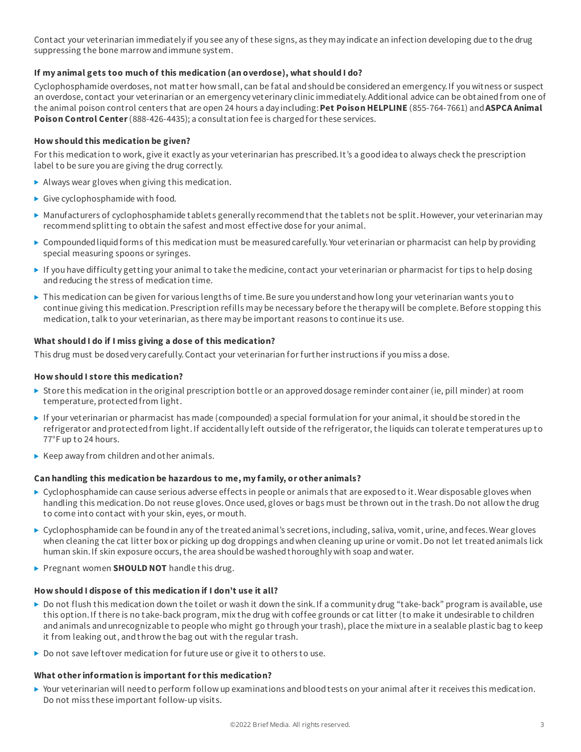Contact your veterinarian immediately if you see any of these signs, as they may indicate an infection developing due to the drug suppressing the bone marrow and immune system.

### If my animal gets too much of this medication (an overdose), what should I do?

Cyclophosphamide overdoses, not matter how small, can be fatal and should be considered an emergency. If you witness or suspect an overdose, contact your veterinarian or an emergency veterinary clinic immediately. Additional advice can be obtained from one of the animal poison control centers that are open 24 hours a day including: **Pet Poison HELPLINE** (855-764-7661) and **ASPCA Animal Poison Control Center** (888-426-4435); a consultation fee is charged for these services.

### How should this medication be given?

For this medication to work, give it exactly as your veterinarian has prescribed. It's a good idea to always check the prescription label to be sure you are giving the drug correctly.

- Always wear gloves when giving this medication.
- Give cyclophosphamide with food.
- Manufacturers of cyclophosphamide tablets generally recommend that the tablets not be split. However, your veterinarian may recommend splitting to obtain the safest and most effective dose for your animal.
- Compounded liquid forms of this medication must be measured carefully. Your veterinarian or pharmacist can help by providing special measuring spoons or syringes.
- If you have difficulty getting your animal to take the medicine, contact your veterinarian or pharmacist for tips to help dosing and reducing the stress of medication time.
- This medication can be given for various lengths of time. Be sure you understand how long your veterinarian wants you to continue giving this medication. Prescription refills may be necessary before the therapy will be complete. Before stopping this medication, talk to your veterinarian, as there may be important reasons to continue its use.

### What should I do if I miss giving a dose of this medication?

This drug must be dosed very carefully. Contact your veterinarian for further instructions if you miss a dose.

### How should I store this medication?

- Store this medication in the original prescription bottle or an approved dosage reminder container (ie, pill minder) at room temperature, protected from light.
- If your veterinarian or pharmacist has made (compounded) a special formulation for your animal, it should be stored in the refrigerator and protected from light. If accidentally left outside of the refrigerator, the liquids can tolerate temperatures up to 77°F up to 24 hours.
- Keep away from children and other animals.

### Can handling this medication be hazardous to me, my family, or other animals?

- Cyclophosphamide can cause serious adverse effects in people or animals that are exposed to it. Wear disposable gloves when handling this medication. Do not reuse gloves. Once used, gloves or bags must be thrown out in the trash. Do not allow the drug to come into contact with your skin, eyes, or mouth.
- Cyclophosphamide can be found in any of the treated animal's secretions, including, saliva, vomit, urine, and feces. Wear gloves when cleaning the cat litter box or picking up dog droppings and when cleaning up urine or vomit. Do not let treated animals lick human skin. If skin exposure occurs, the area should be washed thoroughly with soap and water.
- Pregnant women **SHOULD NOT** handle this drug.

### How should I dispose of this medication if I don't use it all?

- Do not flush this medication down the toilet or wash it down the sink. If a community drug "take-back" program is available, use this option. If there is no take-back program, mix the drug with coffee grounds or cat litter (to make it undesirable to children and animals and unrecognizable to people who might go through your trash), place the mixture in a sealable plastic bag to keep it from leaking out, and throw the bag out with the regular trash.
- Do not save leftover medication for future use or give it to others to use.

### What other information is important for this medication?

- Your veterinarian will need to perform follow up examinations and blood tests on your animal after it receives this medication. Do not miss these important follow-up visits.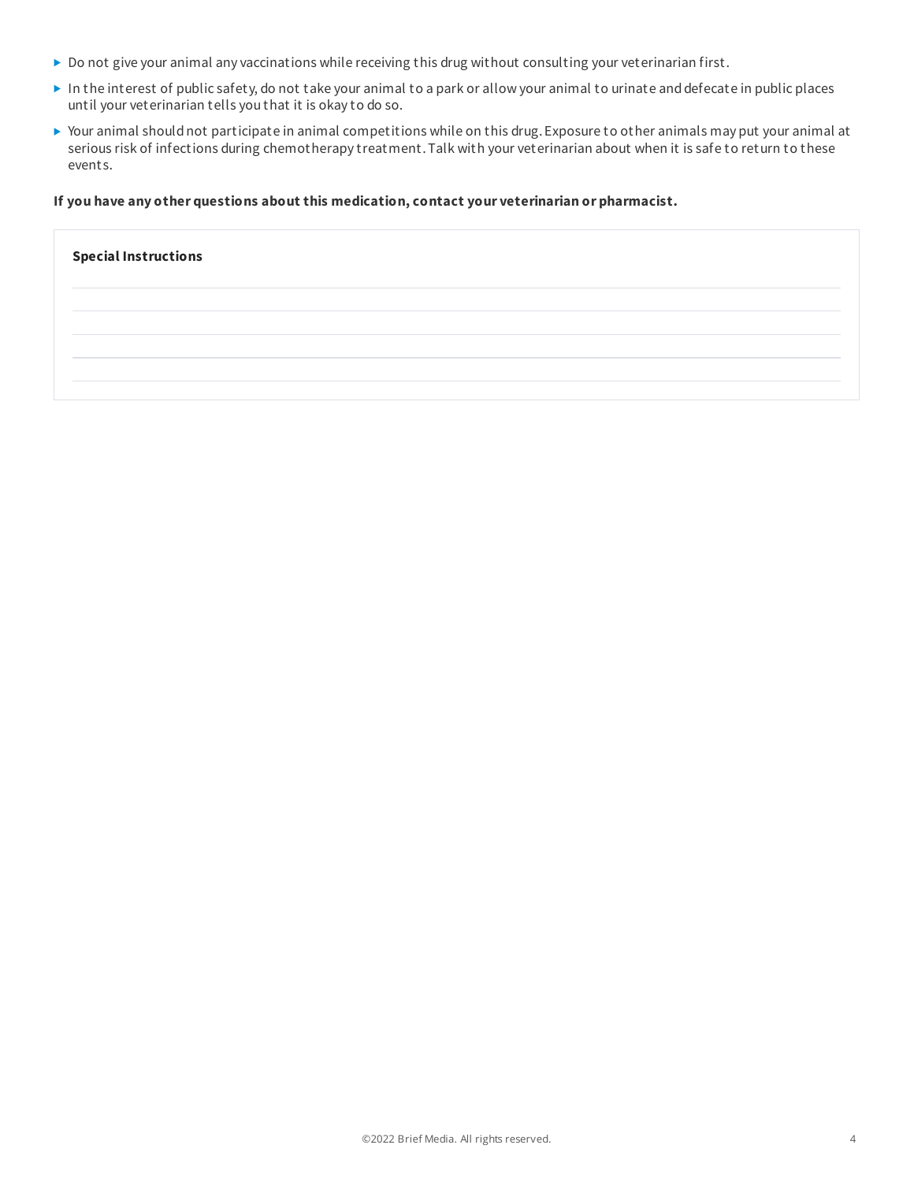- Do not give your animal any vaccinations while receiving this drug without consulting your veterinarian first.
- In the interest of public safety, do not take your animal to a park or allow your animal to urinate and defecate in public places until your veterinarian tells you that it is okay to do so.
- Your animal should not participate in animal competitions while on this drug. Exposure to other animals may put your animal at serious risk of infections during chemotherapy treatment. Talk with your veterinarian about when it is safe to return to these events.

**If you have any other questions about this medication, contact your veterinarian or pharmacist.**

**Special Instructions**

©2022 Brief Media. All rights reserved.